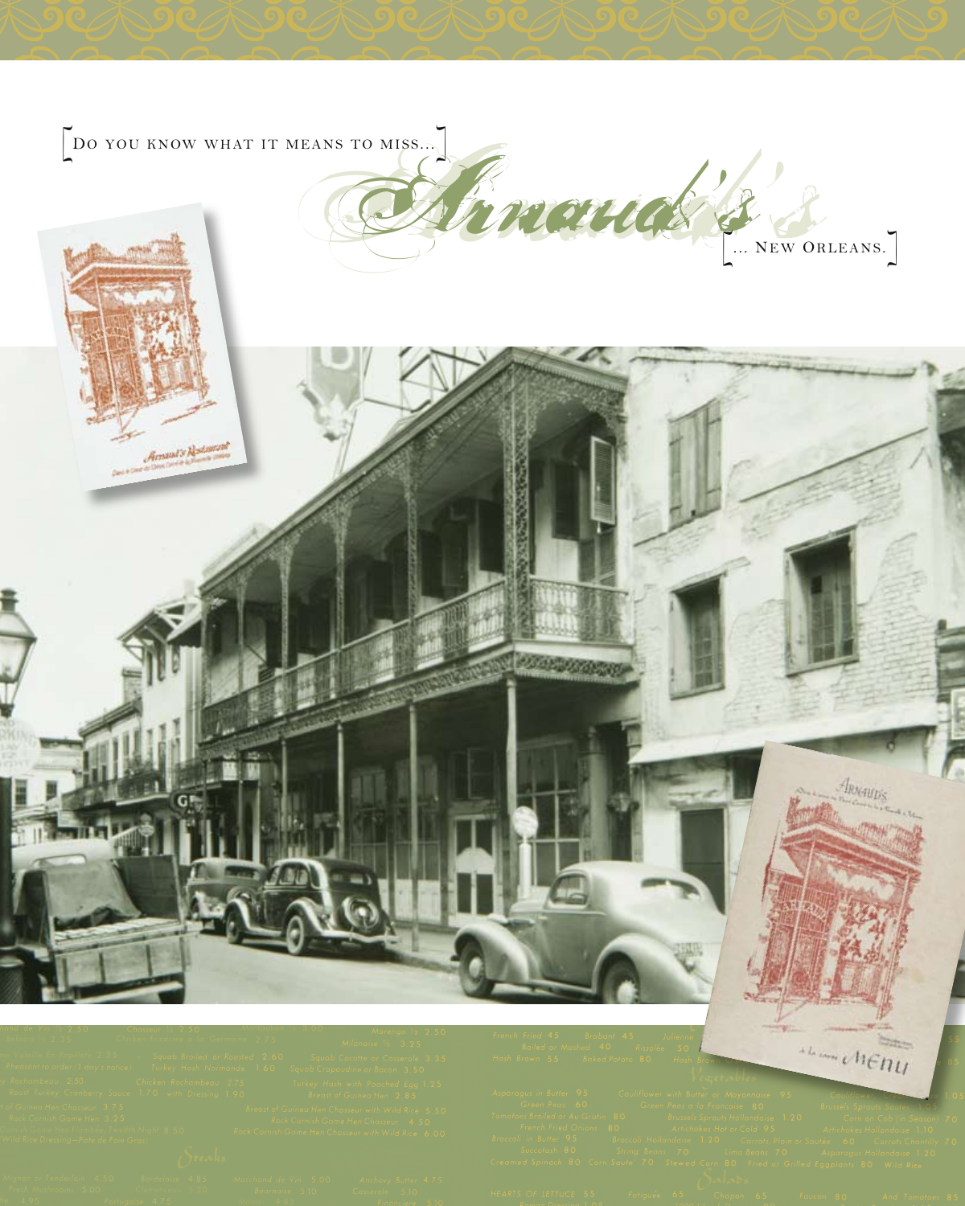[ Do you know what it means to miss... ]

# Arnaud's

[ ... New Orleans. ]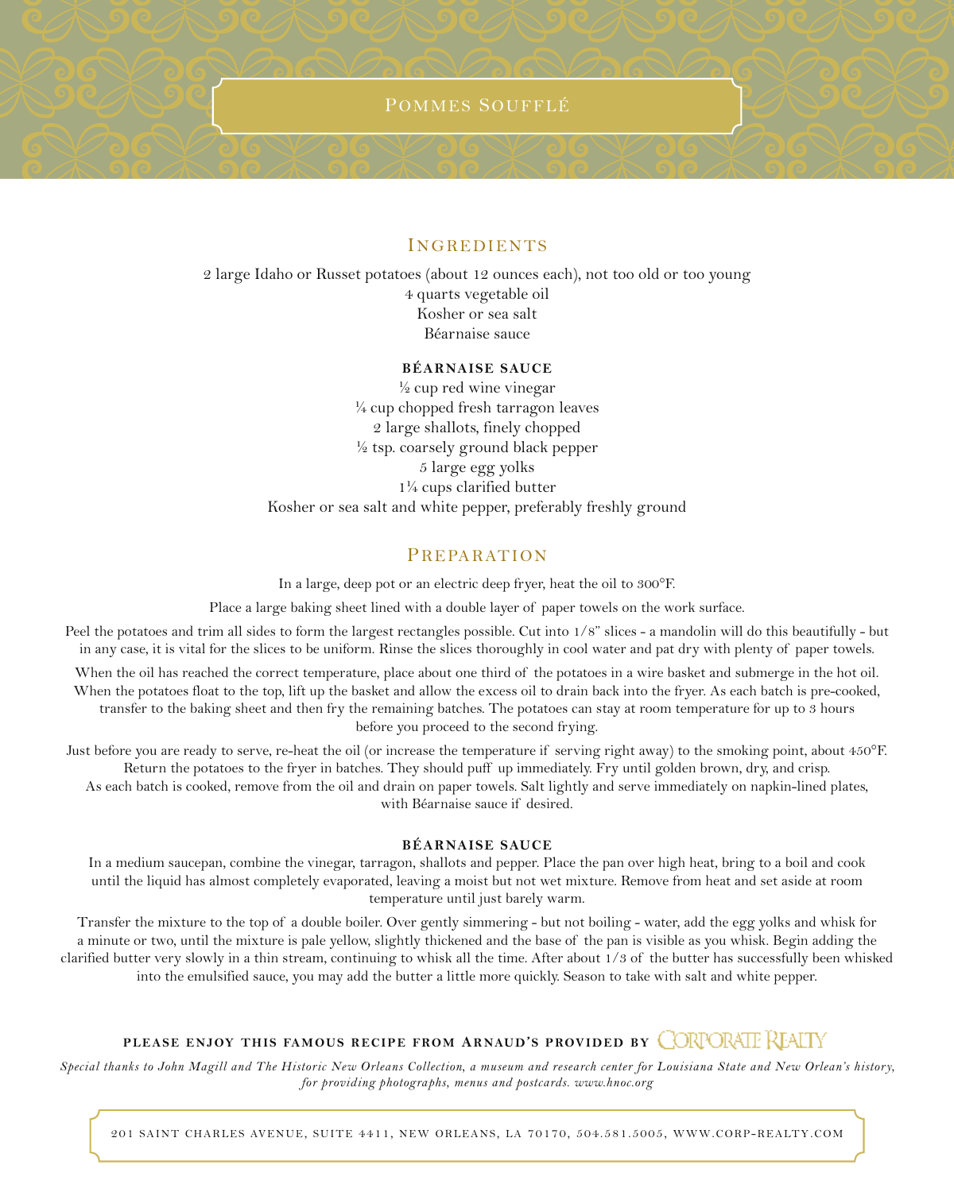# Pommes Soufflé

## Ingredients

2 large Idaho or Russet potatoes (about 12 ounces each), not too old or too young
4 quarts vegetable oil
Kosher or sea salt
Béarnaise sauce

### **BÉARNAISE SAUCE**

½ cup red wine vinegar
¼ cup chopped fresh tarragon leaves
2 large shallots, finely chopped
½ tsp. coarsely ground black pepper
5 large egg yolks
1¼ cups clarified butter
Kosher or sea salt and white pepper, preferably freshly ground

## Preparation

In a large, deep pot or an electric deep fryer, heat the oil to 300°F.

Place a large baking sheet lined with a double layer of paper towels on the work surface.

Peel the potatoes and trim all sides to form the largest rectangles possible. Cut into 1/8" slices - a mandolin will do this beautifully - but in any case, it is vital for the slices to be uniform. Rinse the slices thoroughly in cool water and pat dry with plenty of paper towels.

When the oil has reached the correct temperature, place about one third of the potatoes in a wire basket and submerge in the hot oil. When the potatoes float to the top, lift up the basket and allow the excess oil to drain back into the fryer. As each batch is pre-cooked, transfer to the baking sheet and then fry the remaining batches. The potatoes can stay at room temperature for up to 3 hours before you proceed to the second frying.

Just before you are ready to serve, re-heat the oil (or increase the temperature if serving right away) to the smoking point, about 450°F. Return the potatoes to the fryer in batches. They should puff up immediately. Fry until golden brown, dry, and crisp. As each batch is cooked, remove from the oil and drain on paper towels. Salt lightly and serve immediately on napkin-lined plates, with Béarnaise sauce if desired.

### **BÉARNAISE SAUCE**

In a medium saucepan, combine the vinegar, tarragon, shallots and pepper. Place the pan over high heat, bring to a boil and cook until the liquid has almost completely evaporated, leaving a moist but not wet mixture. Remove from heat and set aside at room temperature until just barely warm.

Transfer the mixture to the top of a double boiler. Over gently simmering - but not boiling - water, add the egg yolks and whisk for a minute or two, until the mixture is pale yellow, slightly thickened and the base of the pan is visible as you whisk. Begin adding the clarified butter very slowly in a thin stream, continuing to whisk all the time. After about 1/3 of the butter has successfully been whisked into the emulsified sauce, you may add the butter a little more quickly. Season to take with salt and white pepper.

**PLEASE ENJOY THIS FAMOUS RECIPE FROM ARNAUD'S PROVIDED BY** CORPORATE REALTY

*Special thanks to John Magill and The Historic New Orleans Collection, a museum and research center for Louisiana State and New Orlean's history, for providing photographs, menus and postcards. www.hnoc.org*

201 SAINT CHARLES AVENUE, SUITE 4411, NEW ORLEANS, LA 70170, 504.581.5005, WWW.CORP-REALTY.COM